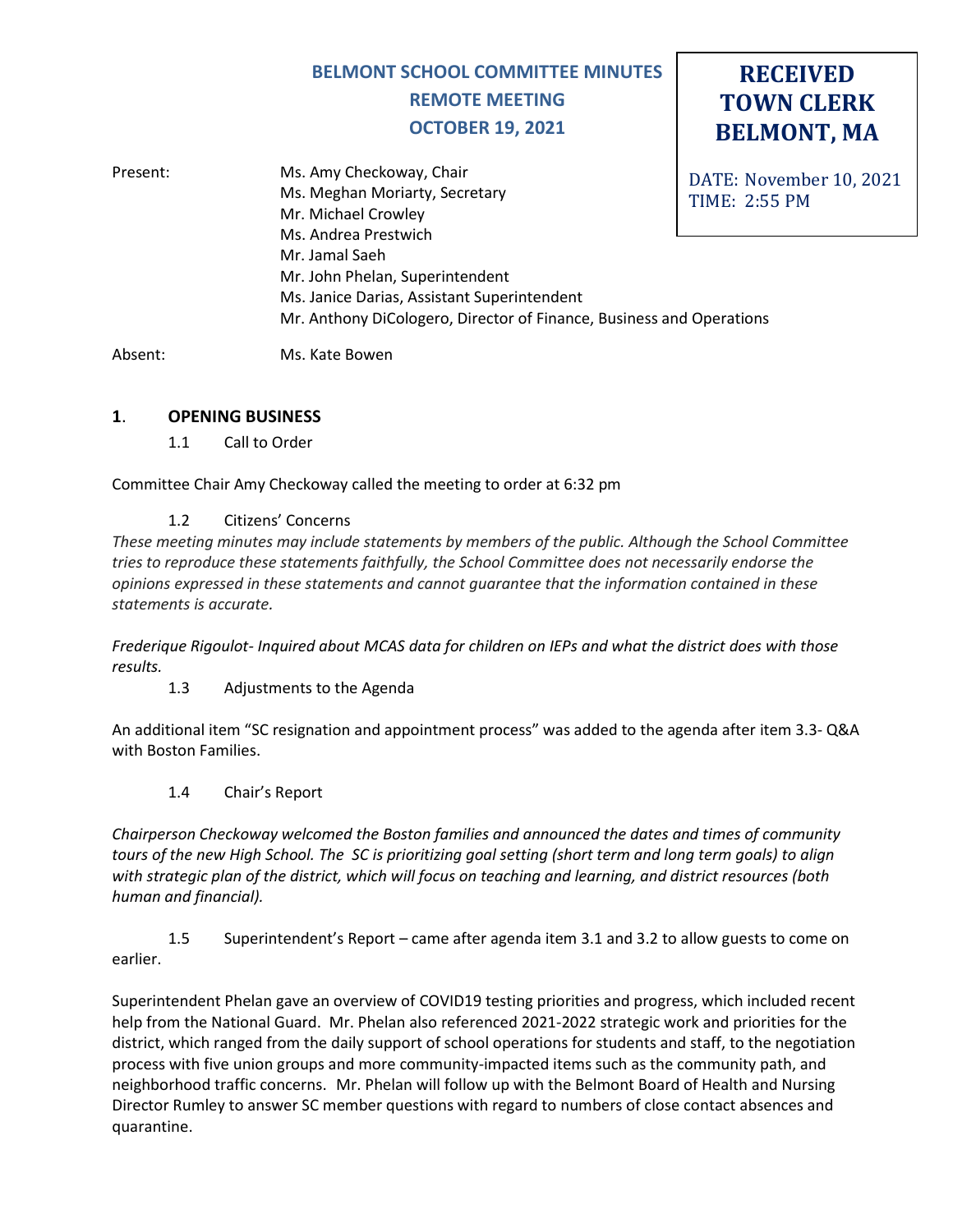# BELMONT SCHOOL COMMITTEE MINUTES
## REMOTE MEETING
## OCTOBER 19, 2021

**RECEIVED TOWN CLERK BELMONT, MA**

DATE: November 10, 2021
TIME: 2:55 PM

Present: Ms. Amy Checkoway, Chair
Ms. Meghan Moriarty, Secretary
Mr. Michael Crowley
Ms. Andrea Prestwich
Mr. Jamal Saeh
Mr. John Phelan, Superintendent
Ms. Janice Darias, Assistant Superintendent
Mr. Anthony DiCologero, Director of Finance, Business and Operations

Absent: Ms. Kate Bowen

**1. OPENING BUSINESS**

1.1 Call to Order

Committee Chair Amy Checkoway called the meeting to order at 6:32 pm

1.2 Citizens' Concerns

*These meeting minutes may include statements by members of the public. Although the School Committee tries to reproduce these statements faithfully, the School Committee does not necessarily endorse the opinions expressed in these statements and cannot guarantee that the information contained in these statements is accurate.*

*Frederique Rigoulot- Inquired about MCAS data for children on IEPs and what the district does with those results.*

1.3 Adjustments to the Agenda

An additional item "SC resignation and appointment process" was added to the agenda after item 3.3- Q&A with Boston Families.

1.4 Chair's Report

*Chairperson Checkoway welcomed the Boston families and announced the dates and times of community tours of the new High School. The SC is prioritizing goal setting (short term and long term goals) to align with strategic plan of the district, which will focus on teaching and learning, and district resources (both human and financial).*

1.5 Superintendent's Report – came after agenda item 3.1 and 3.2 to allow guests to come on earlier.

Superintendent Phelan gave an overview of COVID19 testing priorities and progress, which included recent help from the National Guard. Mr. Phelan also referenced 2021-2022 strategic work and priorities for the district, which ranged from the daily support of school operations for students and staff, to the negotiation process with five union groups and more community-impacted items such as the community path, and neighborhood traffic concerns. Mr. Phelan will follow up with the Belmont Board of Health and Nursing Director Rumley to answer SC member questions with regard to numbers of close contact absences and quarantine.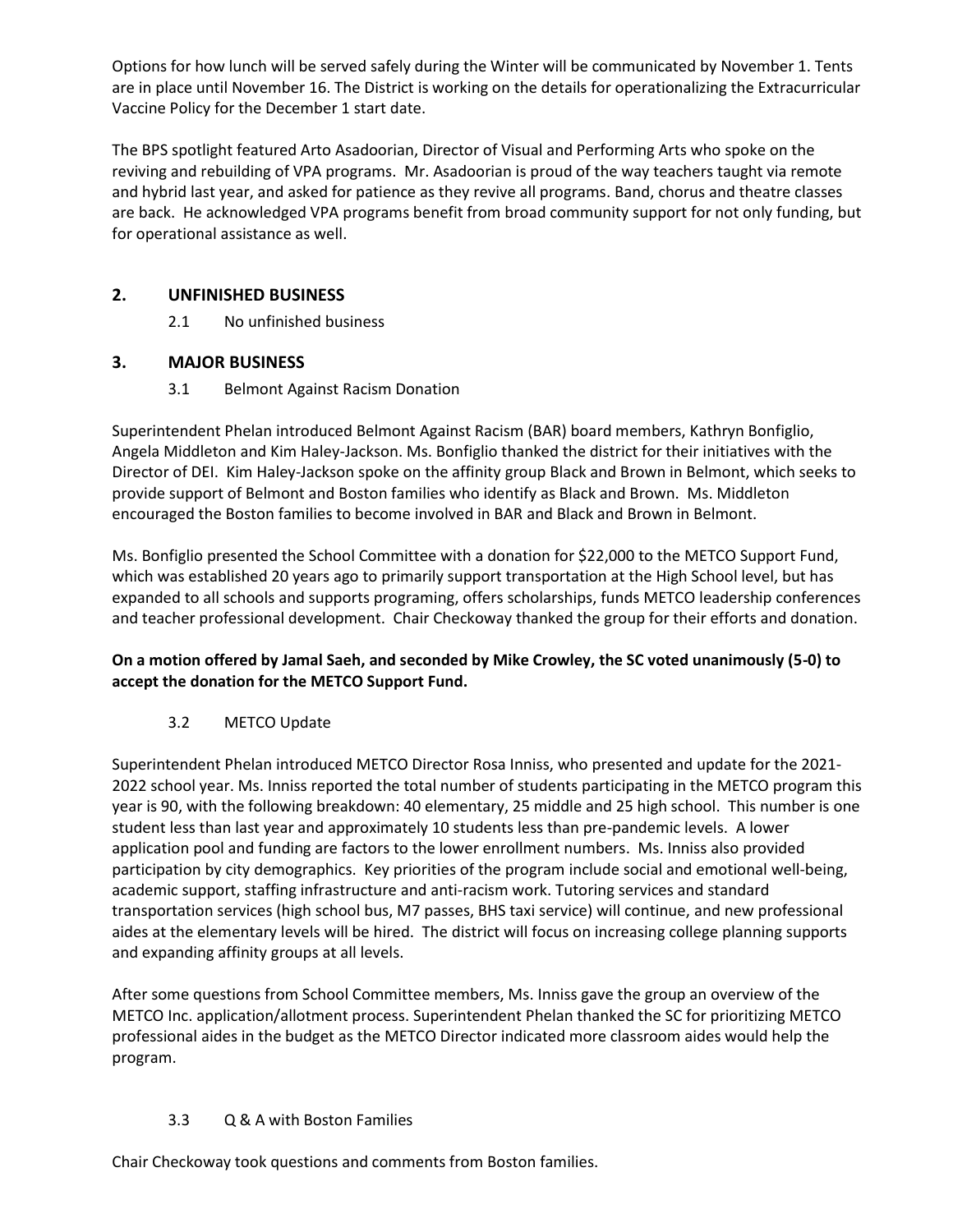Options for how lunch will be served safely during the Winter will be communicated by November 1. Tents are in place until November 16. The District is working on the details for operationalizing the Extracurricular Vaccine Policy for the December 1 start date.

The BPS spotlight featured Arto Asadoorian, Director of Visual and Performing Arts who spoke on the reviving and rebuilding of VPA programs. Mr. Asadoorian is proud of the way teachers taught via remote and hybrid last year, and asked for patience as they revive all programs. Band, chorus and theatre classes are back. He acknowledged VPA programs benefit from broad community support for not only funding, but for operational assistance as well.

## 2. UNFINISHED BUSINESS

2.1 No unfinished business

## 3. MAJOR BUSINESS

3.1 Belmont Against Racism Donation

Superintendent Phelan introduced Belmont Against Racism (BAR) board members, Kathryn Bonfiglio, Angela Middleton and Kim Haley-Jackson. Ms. Bonfiglio thanked the district for their initiatives with the Director of DEI. Kim Haley-Jackson spoke on the affinity group Black and Brown in Belmont, which seeks to provide support of Belmont and Boston families who identify as Black and Brown. Ms. Middleton encouraged the Boston families to become involved in BAR and Black and Brown in Belmont.

Ms. Bonfiglio presented the School Committee with a donation for $22,000 to the METCO Support Fund, which was established 20 years ago to primarily support transportation at the High School level, but has expanded to all schools and supports programing, offers scholarships, funds METCO leadership conferences and teacher professional development. Chair Checkoway thanked the group for their efforts and donation.

**On a motion offered by Jamal Saeh, and seconded by Mike Crowley, the SC voted unanimously (5-0) to accept the donation for the METCO Support Fund.**

3.2 METCO Update

Superintendent Phelan introduced METCO Director Rosa Inniss, who presented and update for the 2021-2022 school year. Ms. Inniss reported the total number of students participating in the METCO program this year is 90, with the following breakdown: 40 elementary, 25 middle and 25 high school. This number is one student less than last year and approximately 10 students less than pre-pandemic levels. A lower application pool and funding are factors to the lower enrollment numbers. Ms. Inniss also provided participation by city demographics. Key priorities of the program include social and emotional well-being, academic support, staffing infrastructure and anti-racism work. Tutoring services and standard transportation services (high school bus, M7 passes, BHS taxi service) will continue, and new professional aides at the elementary levels will be hired. The district will focus on increasing college planning supports and expanding affinity groups at all levels.

After some questions from School Committee members, Ms. Inniss gave the group an overview of the METCO Inc. application/allotment process. Superintendent Phelan thanked the SC for prioritizing METCO professional aides in the budget as the METCO Director indicated more classroom aides would help the program.

3.3 Q & A with Boston Families

Chair Checkoway took questions and comments from Boston families.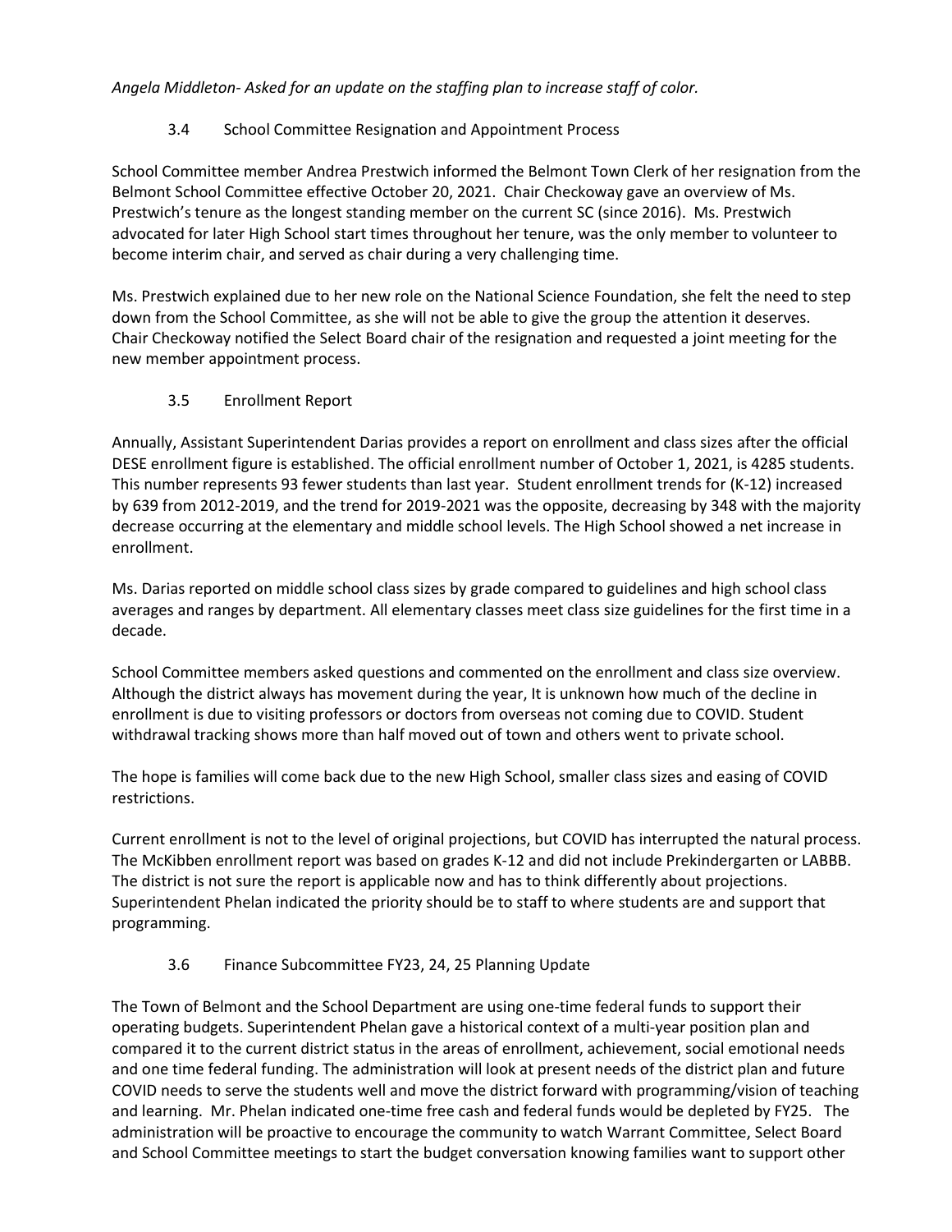*Angela Middleton- Asked for an update on the staffing plan to increase staff of color.*

### 3.4 School Committee Resignation and Appointment Process

School Committee member Andrea Prestwich informed the Belmont Town Clerk of her resignation from the Belmont School Committee effective October 20, 2021. Chair Checkoway gave an overview of Ms. Prestwich's tenure as the longest standing member on the current SC (since 2016). Ms. Prestwich advocated for later High School start times throughout her tenure, was the only member to volunteer to become interim chair, and served as chair during a very challenging time.

Ms. Prestwich explained due to her new role on the National Science Foundation, she felt the need to step down from the School Committee, as she will not be able to give the group the attention it deserves. Chair Checkoway notified the Select Board chair of the resignation and requested a joint meeting for the new member appointment process.

### 3.5 Enrollment Report

Annually, Assistant Superintendent Darias provides a report on enrollment and class sizes after the official DESE enrollment figure is established. The official enrollment number of October 1, 2021, is 4285 students. This number represents 93 fewer students than last year. Student enrollment trends for (K-12) increased by 639 from 2012-2019, and the trend for 2019-2021 was the opposite, decreasing by 348 with the majority decrease occurring at the elementary and middle school levels. The High School showed a net increase in enrollment.

Ms. Darias reported on middle school class sizes by grade compared to guidelines and high school class averages and ranges by department. All elementary classes meet class size guidelines for the first time in a decade.

School Committee members asked questions and commented on the enrollment and class size overview. Although the district always has movement during the year, It is unknown how much of the decline in enrollment is due to visiting professors or doctors from overseas not coming due to COVID. Student withdrawal tracking shows more than half moved out of town and others went to private school.

The hope is families will come back due to the new High School, smaller class sizes and easing of COVID restrictions.

Current enrollment is not to the level of original projections, but COVID has interrupted the natural process. The McKibben enrollment report was based on grades K-12 and did not include Prekindergarten or LABBB. The district is not sure the report is applicable now and has to think differently about projections. Superintendent Phelan indicated the priority should be to staff to where students are and support that programming.

### 3.6 Finance Subcommittee FY23, 24, 25 Planning Update

The Town of Belmont and the School Department are using one-time federal funds to support their operating budgets. Superintendent Phelan gave a historical context of a multi-year position plan and compared it to the current district status in the areas of enrollment, achievement, social emotional needs and one time federal funding. The administration will look at present needs of the district plan and future COVID needs to serve the students well and move the district forward with programming/vision of teaching and learning. Mr. Phelan indicated one-time free cash and federal funds would be depleted by FY25. The administration will be proactive to encourage the community to watch Warrant Committee, Select Board and School Committee meetings to start the budget conversation knowing families want to support other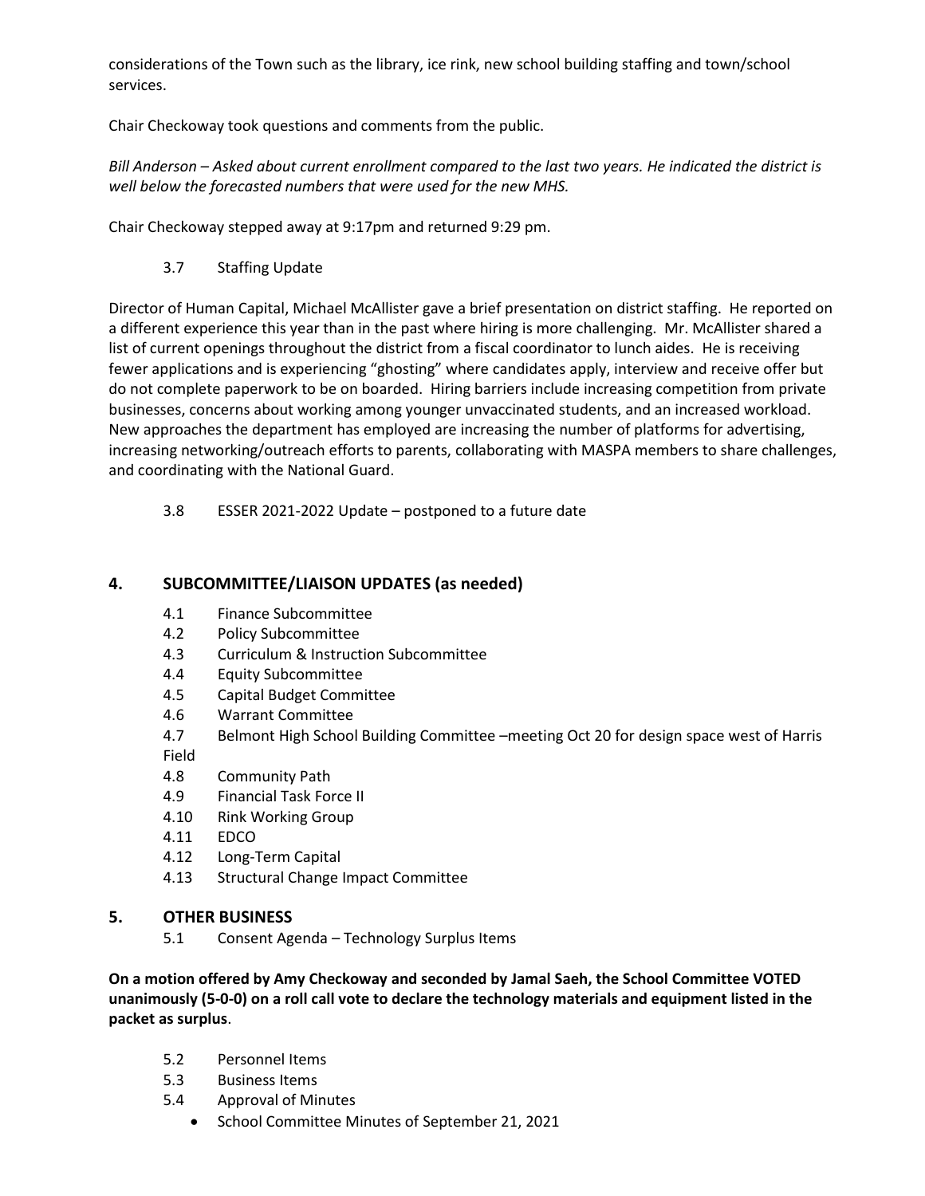considerations of the Town such as the library, ice rink, new school building staffing and town/school services.

Chair Checkoway took questions and comments from the public.

*Bill Anderson – Asked about current enrollment compared to the last two years. He indicated the district is well below the forecasted numbers that were used for the new MHS.*

Chair Checkoway stepped away at 9:17pm and returned 9:29 pm.

3.7 Staffing Update

Director of Human Capital, Michael McAllister gave a brief presentation on district staffing. He reported on a different experience this year than in the past where hiring is more challenging. Mr. McAllister shared a list of current openings throughout the district from a fiscal coordinator to lunch aides. He is receiving fewer applications and is experiencing "ghosting" where candidates apply, interview and receive offer but do not complete paperwork to be on boarded. Hiring barriers include increasing competition from private businesses, concerns about working among younger unvaccinated students, and an increased workload. New approaches the department has employed are increasing the number of platforms for advertising, increasing networking/outreach efforts to parents, collaborating with MASPA members to share challenges, and coordinating with the National Guard.

3.8 ESSER 2021-2022 Update – postponed to a future date

## 4. SUBCOMMITTEE/LIAISON UPDATES (as needed)

4.1 Finance Subcommittee
4.2 Policy Subcommittee
4.3 Curriculum & Instruction Subcommittee
4.4 Equity Subcommittee
4.5 Capital Budget Committee
4.6 Warrant Committee
4.7 Belmont High School Building Committee –meeting Oct 20 for design space west of Harris Field
4.8 Community Path
4.9 Financial Task Force II
4.10 Rink Working Group
4.11 EDCO
4.12 Long-Term Capital
4.13 Structural Change Impact Committee

## 5. OTHER BUSINESS

5.1 Consent Agenda – Technology Surplus Items

**On a motion offered by Amy Checkoway and seconded by Jamal Saeh, the School Committee VOTED unanimously (5-0-0) on a roll call vote to declare the technology materials and equipment listed in the packet as surplus**.

5.2 Personnel Items
5.3 Business Items
5.4 Approval of Minutes

- School Committee Minutes of September 21, 2021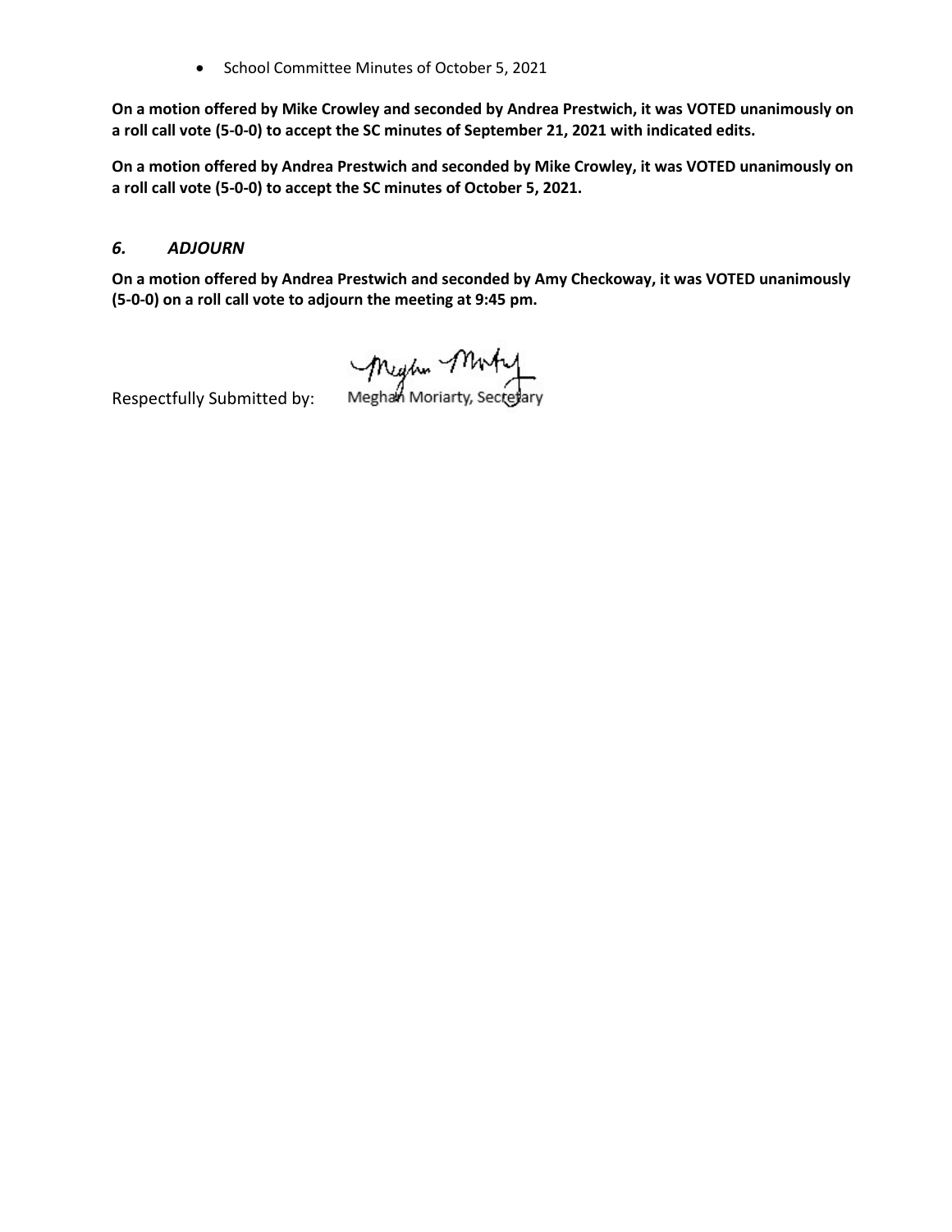- School Committee Minutes of October 5, 2021

**On a motion offered by Mike Crowley and seconded by Andrea Prestwich, it was VOTED unanimously on a roll call vote (5-0-0) to accept the SC minutes of September 21, 2021 with indicated edits.**

**On a motion offered by Andrea Prestwich and seconded by Mike Crowley, it was VOTED unanimously on a roll call vote (5-0-0) to accept the SC minutes of October 5, 2021.**

### *6. ADJOURN*

**On a motion offered by Andrea Prestwich and seconded by Amy Checkoway, it was VOTED unanimously (5-0-0) on a roll call vote to adjourn the meeting at 9:45 pm.**

Respectfully Submitted by: Meghan Moriarty, Secretary